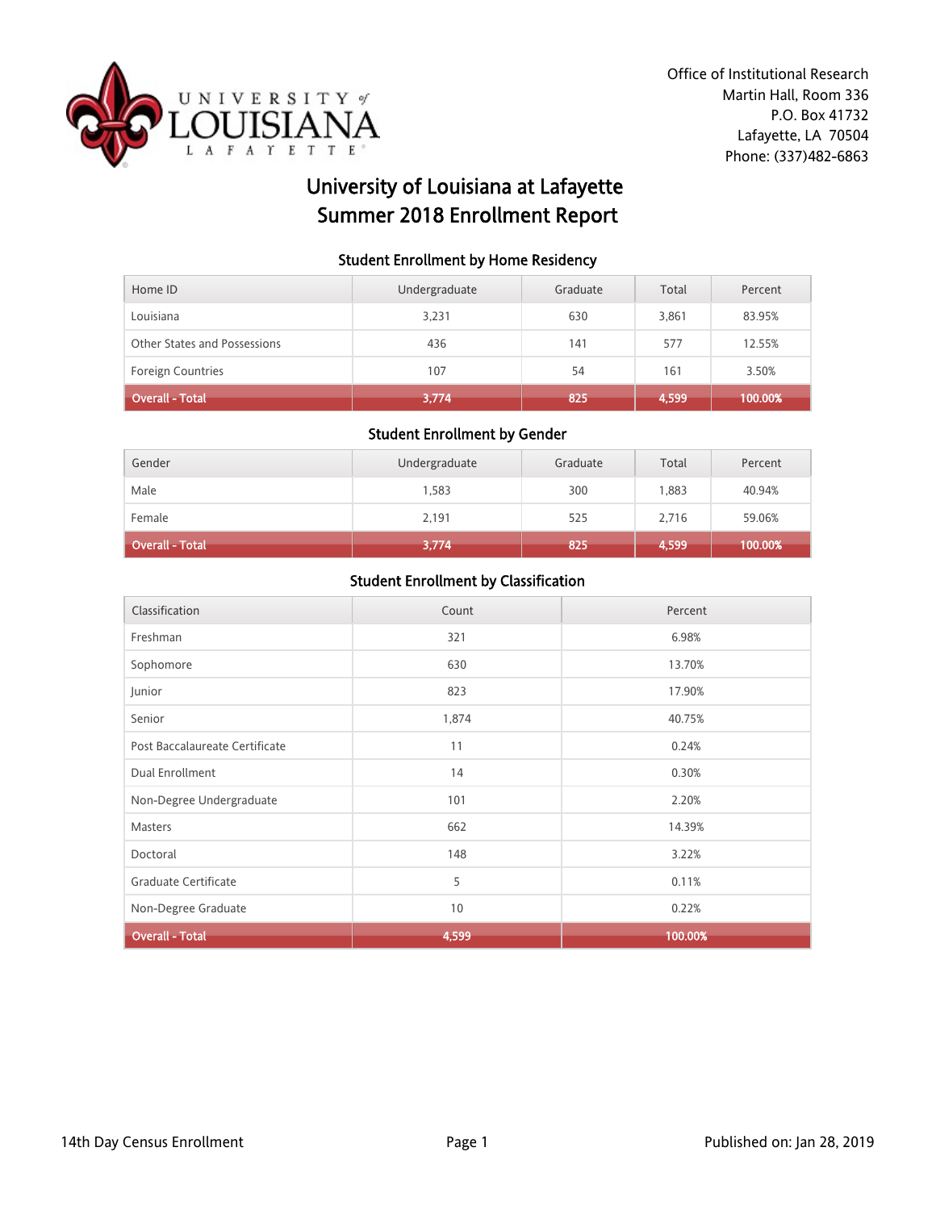UNIVERSITY of LOUISIANA LAFAYETTE

Office of Institutional Research
Martin Hall, Room 336
P.O. Box 41732
Lafayette, LA 70504
Phone: (337)482-6863

# University of Louisiana at Lafayette
# Summer 2018 Enrollment Report

### Student Enrollment by Home Residency

| Home ID | Undergraduate | Graduate | Total | Percent |
|---|---|---|---|---|
| Louisiana | 3,231 | 630 | 3,861 | 83.95% |
| Other States and Possessions | 436 | 141 | 577 | 12.55% |
| Foreign Countries | 107 | 54 | 161 | 3.50% |
| **Overall - Total** | **3,774** | **825** | **4,599** | **100.00%** |

### Student Enrollment by Gender

| Gender | Undergraduate | Graduate | Total | Percent |
|---|---|---|---|---|
| Male | 1,583 | 300 | 1,883 | 40.94% |
| Female | 2,191 | 525 | 2,716 | 59.06% |
| **Overall - Total** | **3,774** | **825** | **4,599** | **100.00%** |

### Student Enrollment by Classification

| Classification | Count | Percent |
|---|---|---|
| Freshman | 321 | 6.98% |
| Sophomore | 630 | 13.70% |
| Junior | 823 | 17.90% |
| Senior | 1,874 | 40.75% |
| Post Baccalaureate Certificate | 11 | 0.24% |
| Dual Enrollment | 14 | 0.30% |
| Non-Degree Undergraduate | 101 | 2.20% |
| Masters | 662 | 14.39% |
| Doctoral | 148 | 3.22% |
| Graduate Certificate | 5 | 0.11% |
| Non-Degree Graduate | 10 | 0.22% |
| **Overall - Total** | **4,599** | **100.00%** |

14th Day Census Enrollment

Published on: Jan 28, 2019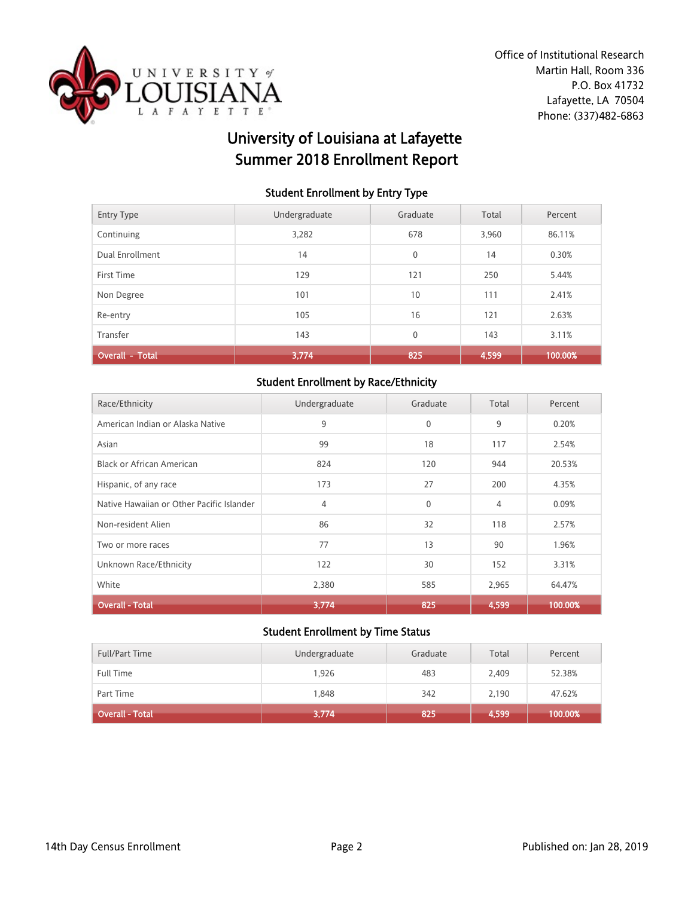Office of Institutional Research
Martin Hall, Room 336
P.O. Box 41732
Lafayette, LA 70504
Phone: (337)482-6863

# University of Louisiana at Lafayette
# Summer 2018 Enrollment Report

### Student Enrollment by Entry Type

| Entry Type | Undergraduate | Graduate | Total | Percent |
|---|---|---|---|---|
| Continuing | 3,282 | 678 | 3,960 | 86.11% |
| Dual Enrollment | 14 | 0 | 14 | 0.30% |
| First Time | 129 | 121 | 250 | 5.44% |
| Non Degree | 101 | 10 | 111 | 2.41% |
| Re-entry | 105 | 16 | 121 | 2.63% |
| Transfer | 143 | 0 | 143 | 3.11% |
| **Overall - Total** | **3,774** | **825** | **4,599** | **100.00%** |

### Student Enrollment by Race/Ethnicity

| Race/Ethnicity | Undergraduate | Graduate | Total | Percent |
|---|---|---|---|---|
| American Indian or Alaska Native | 9 | 0 | 9 | 0.20% |
| Asian | 99 | 18 | 117 | 2.54% |
| Black or African American | 824 | 120 | 944 | 20.53% |
| Hispanic, of any race | 173 | 27 | 200 | 4.35% |
| Native Hawaiian or Other Pacific Islander | 4 | 0 | 4 | 0.09% |
| Non-resident Alien | 86 | 32 | 118 | 2.57% |
| Two or more races | 77 | 13 | 90 | 1.96% |
| Unknown Race/Ethnicity | 122 | 30 | 152 | 3.31% |
| White | 2,380 | 585 | 2,965 | 64.47% |
| **Overall - Total** | **3,774** | **825** | **4,599** | **100.00%** |

### Student Enrollment by Time Status

| Full/Part Time | Undergraduate | Graduate | Total | Percent |
|---|---|---|---|---|
| Full Time | 1,926 | 483 | 2,409 | 52.38% |
| Part Time | 1,848 | 342 | 2,190 | 47.62% |
| **Overall - Total** | **3,774** | **825** | **4,599** | **100.00%** |

14th Day Census Enrollment

Published on: Jan 28, 2019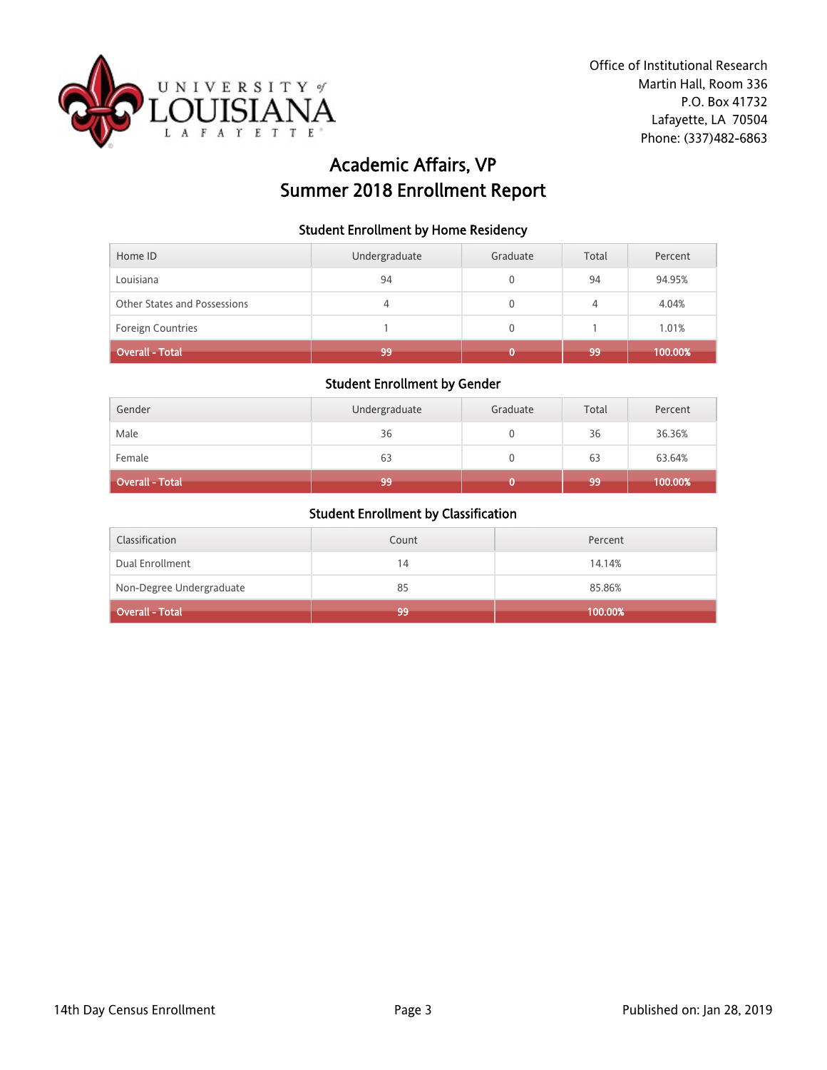Office of Institutional Research
Martin Hall, Room 336
P.O. Box 41732
Lafayette, LA 70504
Phone: (337)482-6863

# Academic Affairs, VP
# Summer 2018 Enrollment Report

### Student Enrollment by Home Residency

| Home ID | Undergraduate | Graduate | Total | Percent |
|---|---|---|---|---|
| Louisiana | 94 | 0 | 94 | 94.95% |
| Other States and Possessions | 4 | 0 | 4 | 4.04% |
| Foreign Countries | 1 | 0 | 1 | 1.01% |
| **Overall - Total** | **99** | **0** | **99** | **100.00%** |

### Student Enrollment by Gender

| Gender | Undergraduate | Graduate | Total | Percent |
|---|---|---|---|---|
| Male | 36 | 0 | 36 | 36.36% |
| Female | 63 | 0 | 63 | 63.64% |
| **Overall - Total** | **99** | **0** | **99** | **100.00%** |

### Student Enrollment by Classification

| Classification | Count | Percent |
|---|---|---|
| Dual Enrollment | 14 | 14.14% |
| Non-Degree Undergraduate | 85 | 85.86% |
| **Overall - Total** | **99** | **100.00%** |

14th Day Census Enrollment

Published on: Jan 28, 2019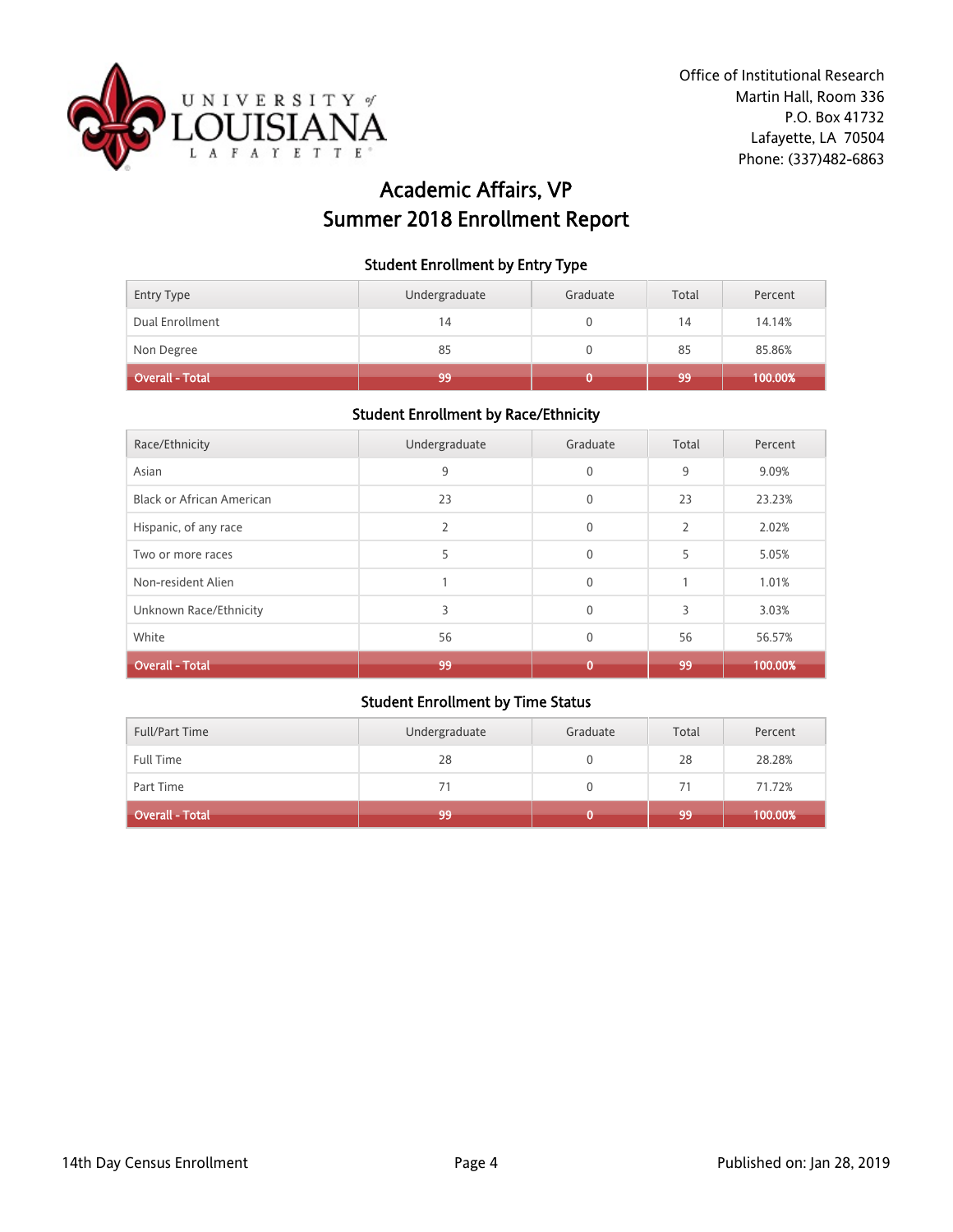Office of Institutional Research
Martin Hall, Room 336
P.O. Box 41732
Lafayette, LA 70504
Phone: (337)482-6863

# Academic Affairs, VP
# Summer 2018 Enrollment Report

### Student Enrollment by Entry Type

| Entry Type | Undergraduate | Graduate | Total | Percent |
|---|---|---|---|---|
| Dual Enrollment | 14 | 0 | 14 | 14.14% |
| Non Degree | 85 | 0 | 85 | 85.86% |
| **Overall - Total** | **99** | **0** | **99** | **100.00%** |

### Student Enrollment by Race/Ethnicity

| Race/Ethnicity | Undergraduate | Graduate | Total | Percent |
|---|---|---|---|---|
| Asian | 9 | 0 | 9 | 9.09% |
| Black or African American | 23 | 0 | 23 | 23.23% |
| Hispanic, of any race | 2 | 0 | 2 | 2.02% |
| Two or more races | 5 | 0 | 5 | 5.05% |
| Non-resident Alien | 1 | 0 | 1 | 1.01% |
| Unknown Race/Ethnicity | 3 | 0 | 3 | 3.03% |
| White | 56 | 0 | 56 | 56.57% |
| **Overall - Total** | **99** | **0** | **99** | **100.00%** |

### Student Enrollment by Time Status

| Full/Part Time | Undergraduate | Graduate | Total | Percent |
|---|---|---|---|---|
| Full Time | 28 | 0 | 28 | 28.28% |
| Part Time | 71 | 0 | 71 | 71.72% |
| **Overall - Total** | **99** | **0** | **99** | **100.00%** |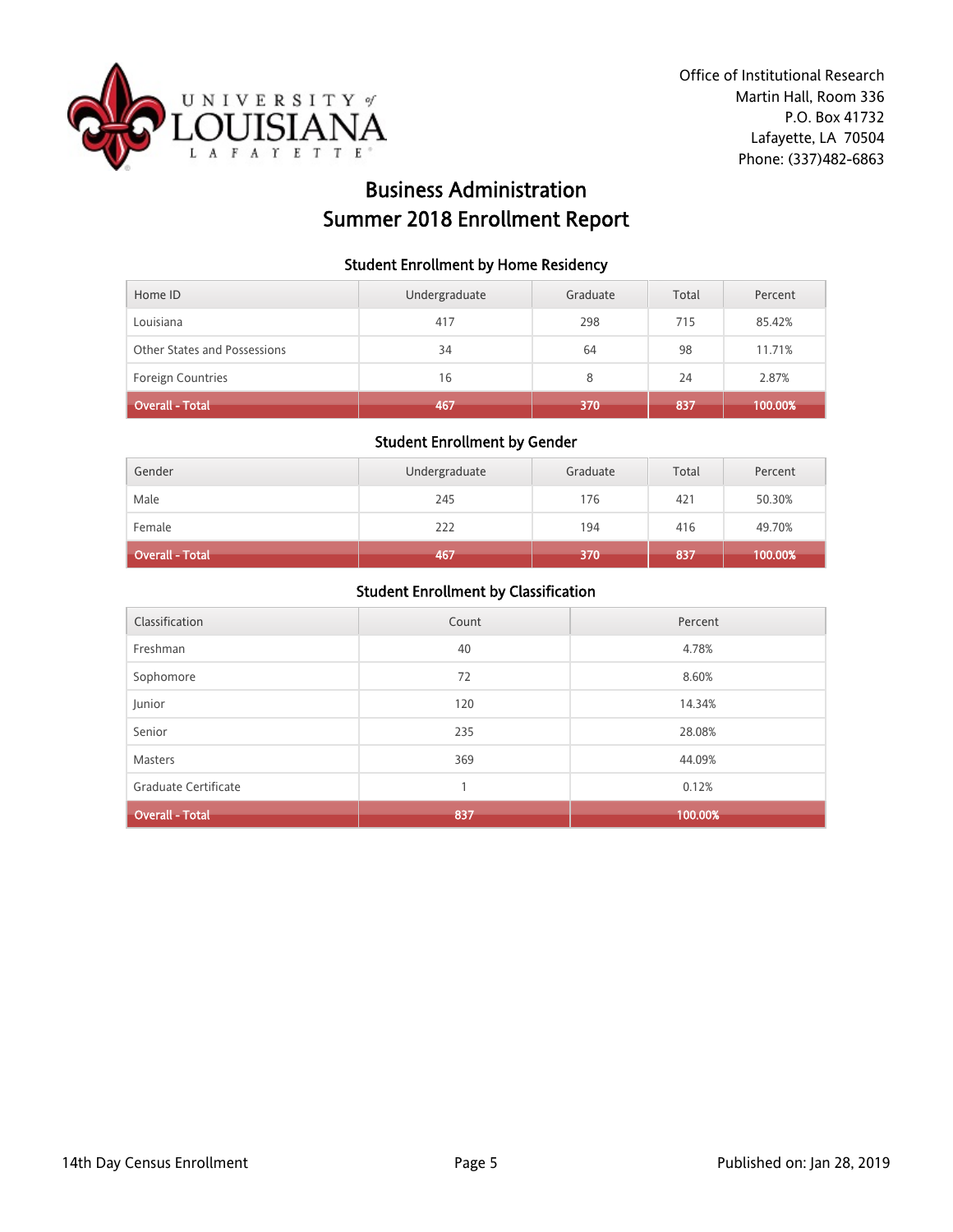Office of Institutional Research
Martin Hall, Room 336
P.O. Box 41732
Lafayette, LA 70504
Phone: (337)482-6863

# Business Administration
# Summer 2018 Enrollment Report

### Student Enrollment by Home Residency

| Home ID | Undergraduate | Graduate | Total | Percent |
|---|---|---|---|---|
| Louisiana | 417 | 298 | 715 | 85.42% |
| Other States and Possessions | 34 | 64 | 98 | 11.71% |
| Foreign Countries | 16 | 8 | 24 | 2.87% |
| **Overall - Total** | **467** | **370** | **837** | **100.00%** |

### Student Enrollment by Gender

| Gender | Undergraduate | Graduate | Total | Percent |
|---|---|---|---|---|
| Male | 245 | 176 | 421 | 50.30% |
| Female | 222 | 194 | 416 | 49.70% |
| **Overall - Total** | **467** | **370** | **837** | **100.00%** |

### Student Enrollment by Classification

| Classification | Count | Percent |
|---|---|---|
| Freshman | 40 | 4.78% |
| Sophomore | 72 | 8.60% |
| Junior | 120 | 14.34% |
| Senior | 235 | 28.08% |
| Masters | 369 | 44.09% |
| Graduate Certificate | 1 | 0.12% |
| **Overall - Total** | **837** | **100.00%** |

14th Day Census Enrollment

Published on: Jan 28, 2019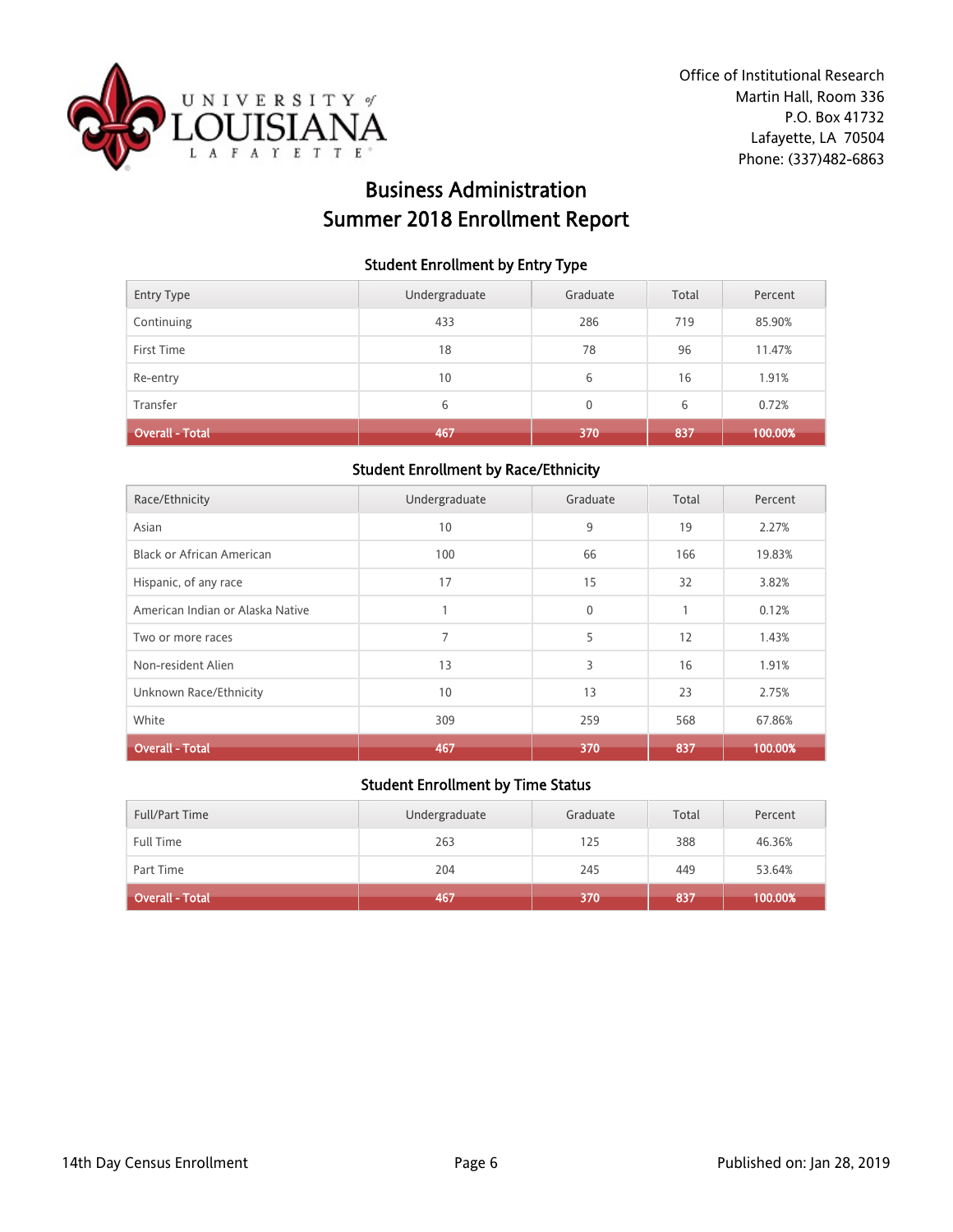Office of Institutional Research
Martin Hall, Room 336
P.O. Box 41732
Lafayette, LA 70504
Phone: (337)482-6863

# Business Administration
# Summer 2018 Enrollment Report

### Student Enrollment by Entry Type

| Entry Type | Undergraduate | Graduate | Total | Percent |
|---|---|---|---|---|
| Continuing | 433 | 286 | 719 | 85.90% |
| First Time | 18 | 78 | 96 | 11.47% |
| Re-entry | 10 | 6 | 16 | 1.91% |
| Transfer | 6 | 0 | 6 | 0.72% |
| **Overall - Total** | **467** | **370** | **837** | **100.00%** |

### Student Enrollment by Race/Ethnicity

| Race/Ethnicity | Undergraduate | Graduate | Total | Percent |
|---|---|---|---|---|
| Asian | 10 | 9 | 19 | 2.27% |
| Black or African American | 100 | 66 | 166 | 19.83% |
| Hispanic, of any race | 17 | 15 | 32 | 3.82% |
| American Indian or Alaska Native | 1 | 0 | 1 | 0.12% |
| Two or more races | 7 | 5 | 12 | 1.43% |
| Non-resident Alien | 13 | 3 | 16 | 1.91% |
| Unknown Race/Ethnicity | 10 | 13 | 23 | 2.75% |
| White | 309 | 259 | 568 | 67.86% |
| **Overall - Total** | **467** | **370** | **837** | **100.00%** |

### Student Enrollment by Time Status

| Full/Part Time | Undergraduate | Graduate | Total | Percent |
|---|---|---|---|---|
| Full Time | 263 | 125 | 388 | 46.36% |
| Part Time | 204 | 245 | 449 | 53.64% |
| **Overall - Total** | **467** | **370** | **837** | **100.00%** |

14th Day Census Enrollment

Published on: Jan 28, 2019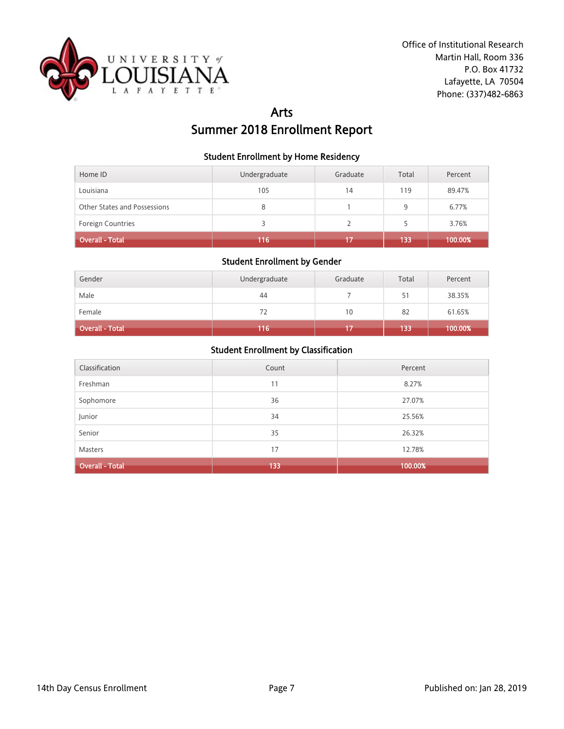Office of Institutional Research
Martin Hall, Room 336
P.O. Box 41732
Lafayette, LA 70504
Phone: (337)482-6863

# Arts
# Summer 2018 Enrollment Report

### Student Enrollment by Home Residency

| Home ID | Undergraduate | Graduate | Total | Percent |
|---|---|---|---|---|
| Louisiana | 105 | 14 | 119 | 89.47% |
| Other States and Possessions | 8 | 1 | 9 | 6.77% |
| Foreign Countries | 3 | 2 | 5 | 3.76% |
| **Overall - Total** | **116** | **17** | **133** | **100.00%** |

### Student Enrollment by Gender

| Gender | Undergraduate | Graduate | Total | Percent |
|---|---|---|---|---|
| Male | 44 | 7 | 51 | 38.35% |
| Female | 72 | 10 | 82 | 61.65% |
| **Overall - Total** | **116** | **17** | **133** | **100.00%** |

### Student Enrollment by Classification

| Classification | Count | Percent |
|---|---|---|
| Freshman | 11 | 8.27% |
| Sophomore | 36 | 27.07% |
| Junior | 34 | 25.56% |
| Senior | 35 | 26.32% |
| Masters | 17 | 12.78% |
| **Overall - Total** | **133** | **100.00%** |

14th Day Census Enrollment

Published on: Jan 28, 2019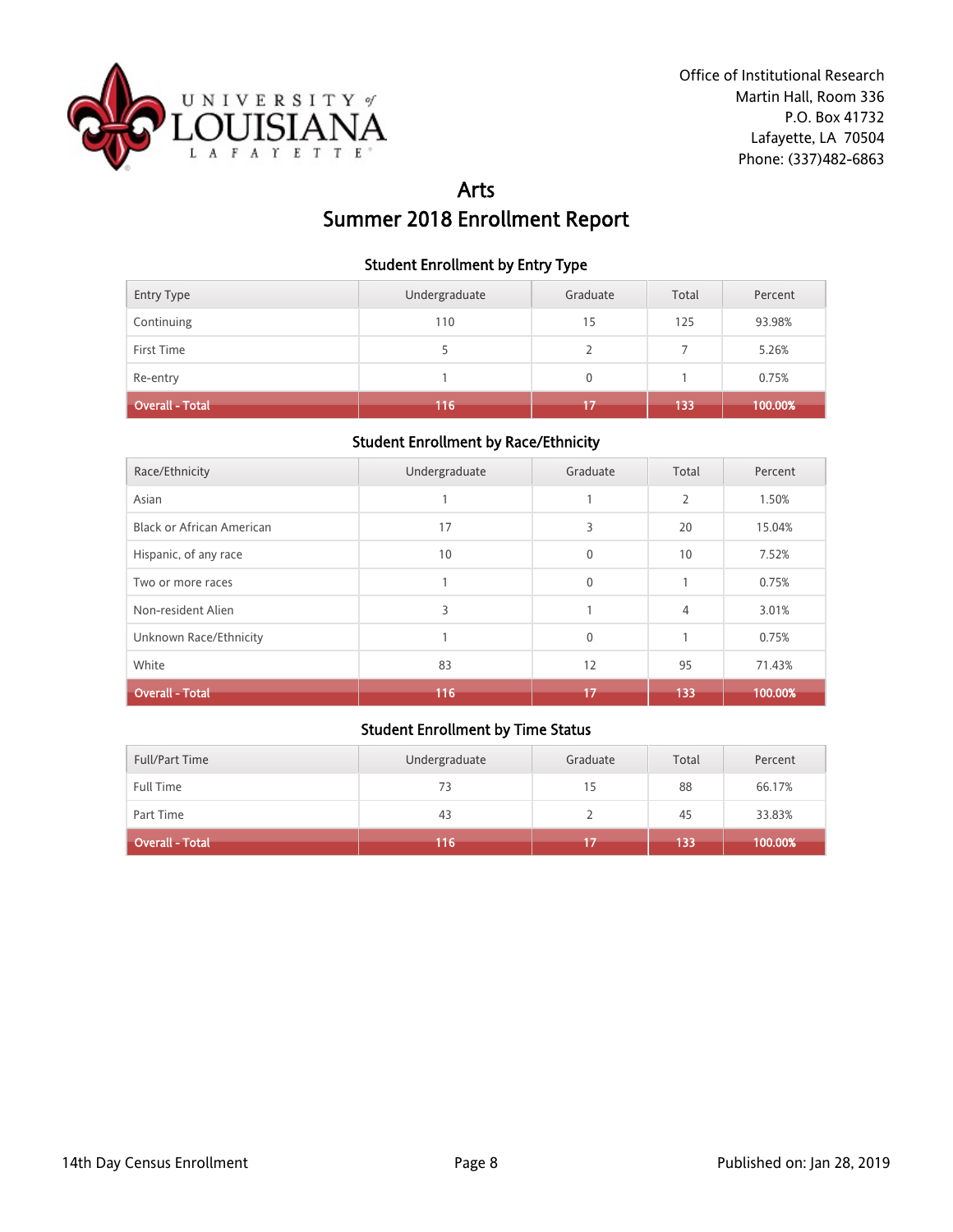Office of Institutional Research
Martin Hall, Room 336
P.O. Box 41732
Lafayette, LA 70504
Phone: (337)482-6863

# Arts
# Summer 2018 Enrollment Report

### Student Enrollment by Entry Type

| Entry Type | Undergraduate | Graduate | Total | Percent |
|---|---|---|---|---|
| Continuing | 110 | 15 | 125 | 93.98% |
| First Time | 5 | 2 | 7 | 5.26% |
| Re-entry | 1 | 0 | 1 | 0.75% |
| **Overall - Total** | **116** | **17** | **133** | **100.00%** |

### Student Enrollment by Race/Ethnicity

| Race/Ethnicity | Undergraduate | Graduate | Total | Percent |
|---|---|---|---|---|
| Asian | 1 | 1 | 2 | 1.50% |
| Black or African American | 17 | 3 | 20 | 15.04% |
| Hispanic, of any race | 10 | 0 | 10 | 7.52% |
| Two or more races | 1 | 0 | 1 | 0.75% |
| Non-resident Alien | 3 | 1 | 4 | 3.01% |
| Unknown Race/Ethnicity | 1 | 0 | 1 | 0.75% |
| White | 83 | 12 | 95 | 71.43% |
| **Overall - Total** | **116** | **17** | **133** | **100.00%** |

### Student Enrollment by Time Status

| Full/Part Time | Undergraduate | Graduate | Total | Percent |
|---|---|---|---|---|
| Full Time | 73 | 15 | 88 | 66.17% |
| Part Time | 43 | 2 | 45 | 33.83% |
| **Overall - Total** | **116** | **17** | **133** | **100.00%** |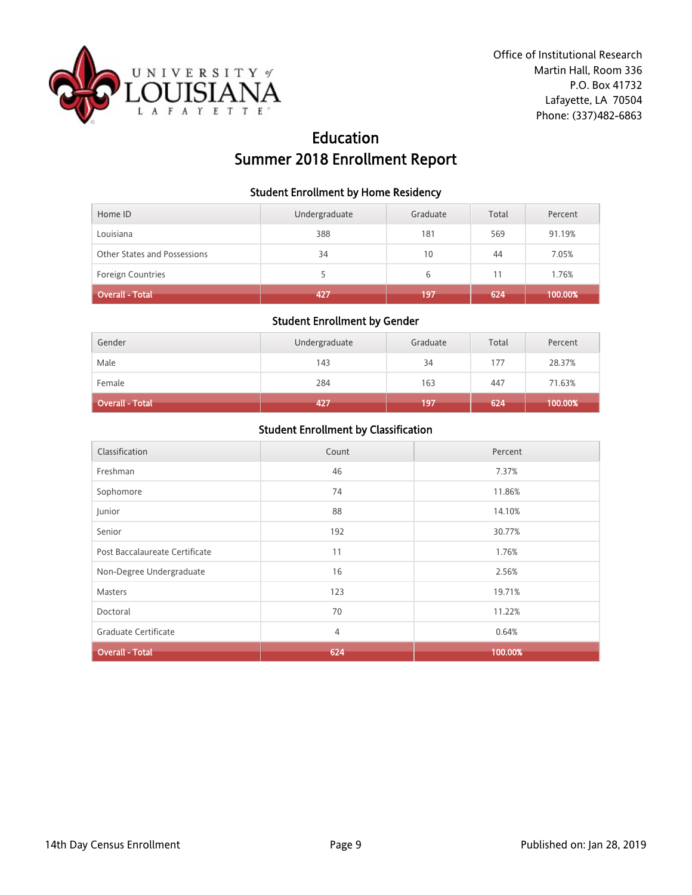Office of Institutional Research
Martin Hall, Room 336
P.O. Box 41732
Lafayette, LA 70504
Phone: (337)482-6863

# Education
# Summer 2018 Enrollment Report

### Student Enrollment by Home Residency

| Home ID | Undergraduate | Graduate | Total | Percent |
|---|---|---|---|---|
| Louisiana | 388 | 181 | 569 | 91.19% |
| Other States and Possessions | 34 | 10 | 44 | 7.05% |
| Foreign Countries | 5 | 6 | 11 | 1.76% |
| **Overall - Total** | **427** | **197** | **624** | **100.00%** |

### Student Enrollment by Gender

| Gender | Undergraduate | Graduate | Total | Percent |
|---|---|---|---|---|
| Male | 143 | 34 | 177 | 28.37% |
| Female | 284 | 163 | 447 | 71.63% |
| **Overall - Total** | **427** | **197** | **624** | **100.00%** |

### Student Enrollment by Classification

| Classification | Count | Percent |
|---|---|---|
| Freshman | 46 | 7.37% |
| Sophomore | 74 | 11.86% |
| Junior | 88 | 14.10% |
| Senior | 192 | 30.77% |
| Post Baccalaureate Certificate | 11 | 1.76% |
| Non-Degree Undergraduate | 16 | 2.56% |
| Masters | 123 | 19.71% |
| Doctoral | 70 | 11.22% |
| Graduate Certificate | 4 | 0.64% |
| **Overall - Total** | **624** | **100.00%** |

14th Day Census Enrollment

Published on: Jan 28, 2019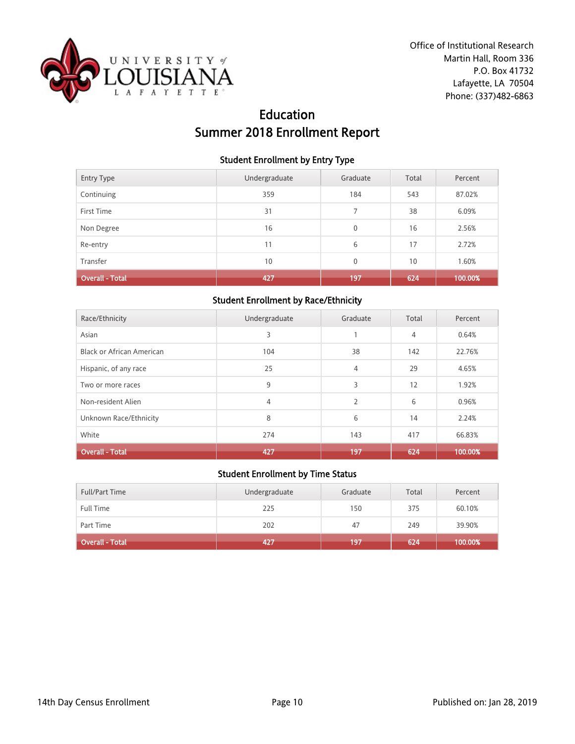Office of Institutional Research
Martin Hall, Room 336
P.O. Box 41732
Lafayette, LA 70504
Phone: (337)482-6863

# Education
# Summer 2018 Enrollment Report

### Student Enrollment by Entry Type

| Entry Type | Undergraduate | Graduate | Total | Percent |
|---|---|---|---|---|
| Continuing | 359 | 184 | 543 | 87.02% |
| First Time | 31 | 7 | 38 | 6.09% |
| Non Degree | 16 | 0 | 16 | 2.56% |
| Re-entry | 11 | 6 | 17 | 2.72% |
| Transfer | 10 | 0 | 10 | 1.60% |
| **Overall - Total** | **427** | **197** | **624** | **100.00%** |

### Student Enrollment by Race/Ethnicity

| Race/Ethnicity | Undergraduate | Graduate | Total | Percent |
|---|---|---|---|---|
| Asian | 3 | 1 | 4 | 0.64% |
| Black or African American | 104 | 38 | 142 | 22.76% |
| Hispanic, of any race | 25 | 4 | 29 | 4.65% |
| Two or more races | 9 | 3 | 12 | 1.92% |
| Non-resident Alien | 4 | 2 | 6 | 0.96% |
| Unknown Race/Ethnicity | 8 | 6 | 14 | 2.24% |
| White | 274 | 143 | 417 | 66.83% |
| **Overall - Total** | **427** | **197** | **624** | **100.00%** |

### Student Enrollment by Time Status

| Full/Part Time | Undergraduate | Graduate | Total | Percent |
|---|---|---|---|---|
| Full Time | 225 | 150 | 375 | 60.10% |
| Part Time | 202 | 47 | 249 | 39.90% |
| **Overall - Total** | **427** | **197** | **624** | **100.00%** |

14th Day Census Enrollment

Published on: Jan 28, 2019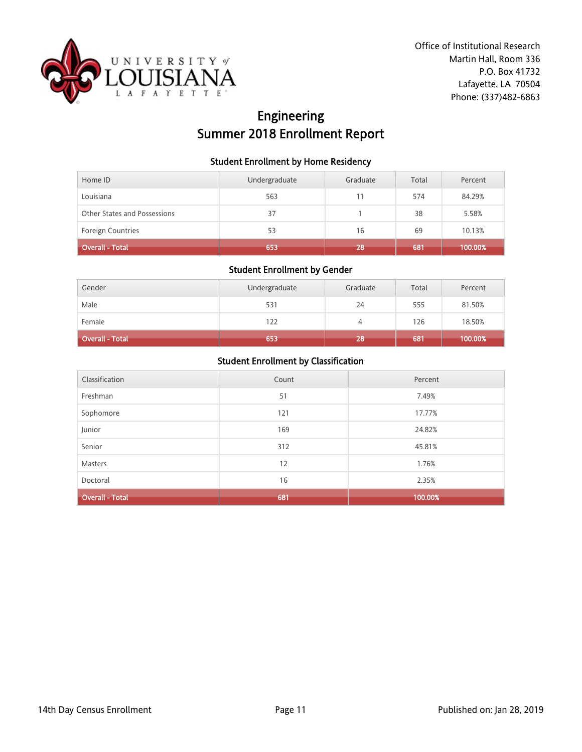Office of Institutional Research
Martin Hall, Room 336
P.O. Box 41732
Lafayette, LA 70504
Phone: (337)482-6863

# Engineering
# Summer 2018 Enrollment Report

### Student Enrollment by Home Residency

| Home ID | Undergraduate | Graduate | Total | Percent |
|---|---|---|---|---|
| Louisiana | 563 | 11 | 574 | 84.29% |
| Other States and Possessions | 37 | 1 | 38 | 5.58% |
| Foreign Countries | 53 | 16 | 69 | 10.13% |
| **Overall - Total** | **653** | **28** | **681** | **100.00%** |

### Student Enrollment by Gender

| Gender | Undergraduate | Graduate | Total | Percent |
|---|---|---|---|---|
| Male | 531 | 24 | 555 | 81.50% |
| Female | 122 | 4 | 126 | 18.50% |
| **Overall - Total** | **653** | **28** | **681** | **100.00%** |

### Student Enrollment by Classification

| Classification | Count | Percent |
|---|---|---|
| Freshman | 51 | 7.49% |
| Sophomore | 121 | 17.77% |
| Junior | 169 | 24.82% |
| Senior | 312 | 45.81% |
| Masters | 12 | 1.76% |
| Doctoral | 16 | 2.35% |
| **Overall - Total** | **681** | **100.00%** |

14th Day Census Enrollment

Published on: Jan 28, 2019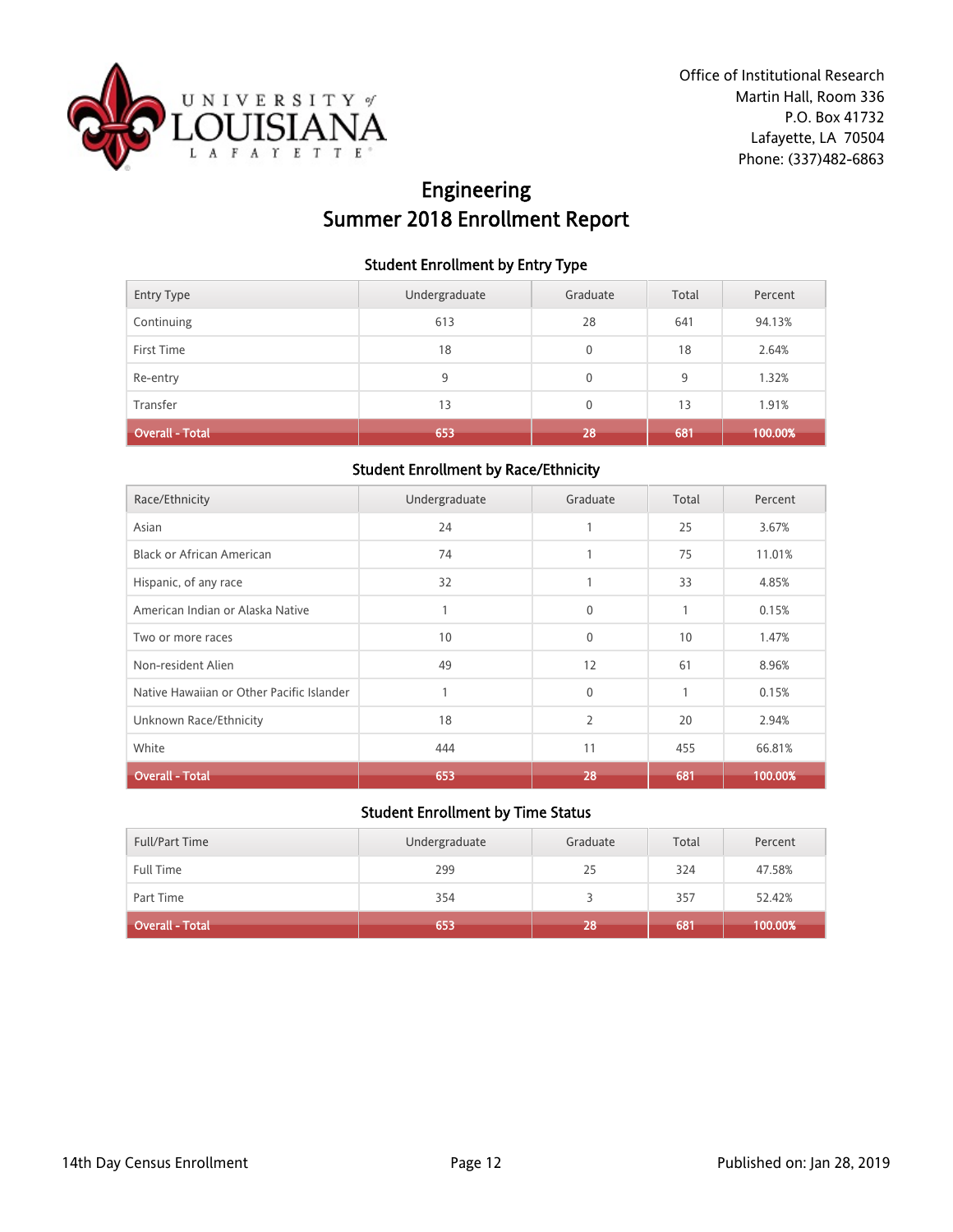UNIVERSITY of LOUISIANA LAFAYETTE

Office of Institutional Research
Martin Hall, Room 336
P.O. Box 41732
Lafayette, LA 70504
Phone: (337)482-6863

# Engineering
# Summer 2018 Enrollment Report

### Student Enrollment by Entry Type

| Entry Type | Undergraduate | Graduate | Total | Percent |
|---|---|---|---|---|
| Continuing | 613 | 28 | 641 | 94.13% |
| First Time | 18 | 0 | 18 | 2.64% |
| Re-entry | 9 | 0 | 9 | 1.32% |
| Transfer | 13 | 0 | 13 | 1.91% |
| **Overall - Total** | **653** | **28** | **681** | **100.00%** |

### Student Enrollment by Race/Ethnicity

| Race/Ethnicity | Undergraduate | Graduate | Total | Percent |
|---|---|---|---|---|
| Asian | 24 | 1 | 25 | 3.67% |
| Black or African American | 74 | 1 | 75 | 11.01% |
| Hispanic, of any race | 32 | 1 | 33 | 4.85% |
| American Indian or Alaska Native | 1 | 0 | 1 | 0.15% |
| Two or more races | 10 | 0 | 10 | 1.47% |
| Non-resident Alien | 49 | 12 | 61 | 8.96% |
| Native Hawaiian or Other Pacific Islander | 1 | 0 | 1 | 0.15% |
| Unknown Race/Ethnicity | 18 | 2 | 20 | 2.94% |
| White | 444 | 11 | 455 | 66.81% |
| **Overall - Total** | **653** | **28** | **681** | **100.00%** |

### Student Enrollment by Time Status

| Full/Part Time | Undergraduate | Graduate | Total | Percent |
|---|---|---|---|---|
| Full Time | 299 | 25 | 324 | 47.58% |
| Part Time | 354 | 3 | 357 | 52.42% |
| **Overall - Total** | **653** | **28** | **681** | **100.00%** |

14th Day Census Enrollment

Published on: Jan 28, 2019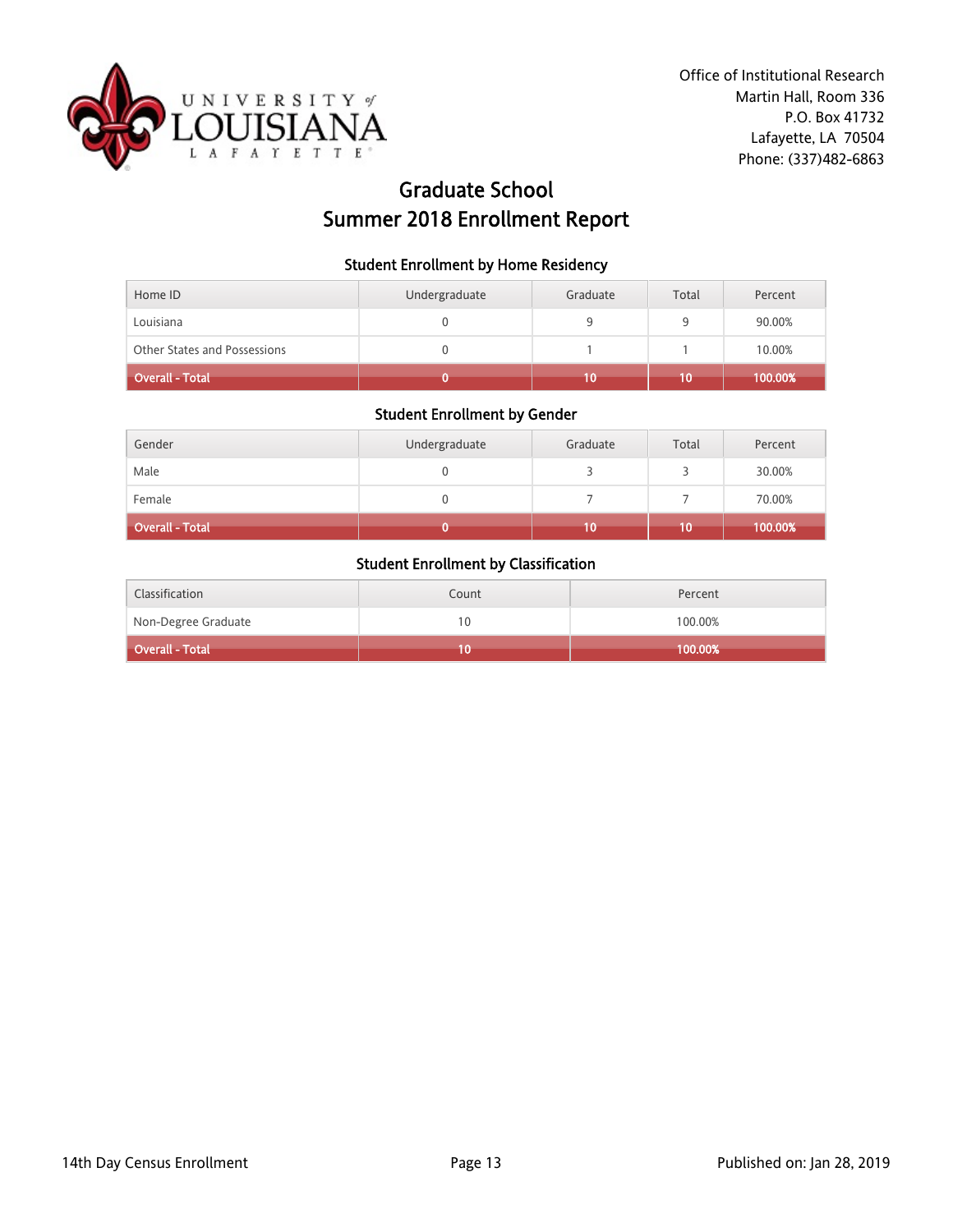Office of Institutional Research
Martin Hall, Room 336
P.O. Box 41732
Lafayette, LA 70504
Phone: (337)482-6863

# Graduate School
# Summer 2018 Enrollment Report

### Student Enrollment by Home Residency

| Home ID | Undergraduate | Graduate | Total | Percent |
|---|---|---|---|---|
| Louisiana | 0 | 9 | 9 | 90.00% |
| Other States and Possessions | 0 | 1 | 1 | 10.00% |
| **Overall - Total** | **0** | **10** | **10** | **100.00%** |

### Student Enrollment by Gender

| Gender | Undergraduate | Graduate | Total | Percent |
|---|---|---|---|---|
| Male | 0 | 3 | 3 | 30.00% |
| Female | 0 | 7 | 7 | 70.00% |
| **Overall - Total** | **0** | **10** | **10** | **100.00%** |

### Student Enrollment by Classification

| Classification | Count | Percent |
|---|---|---|
| Non-Degree Graduate | 10 | 100.00% |
| **Overall - Total** | **10** | **100.00%** |

14th Day Census Enrollment

Published on: Jan 28, 2019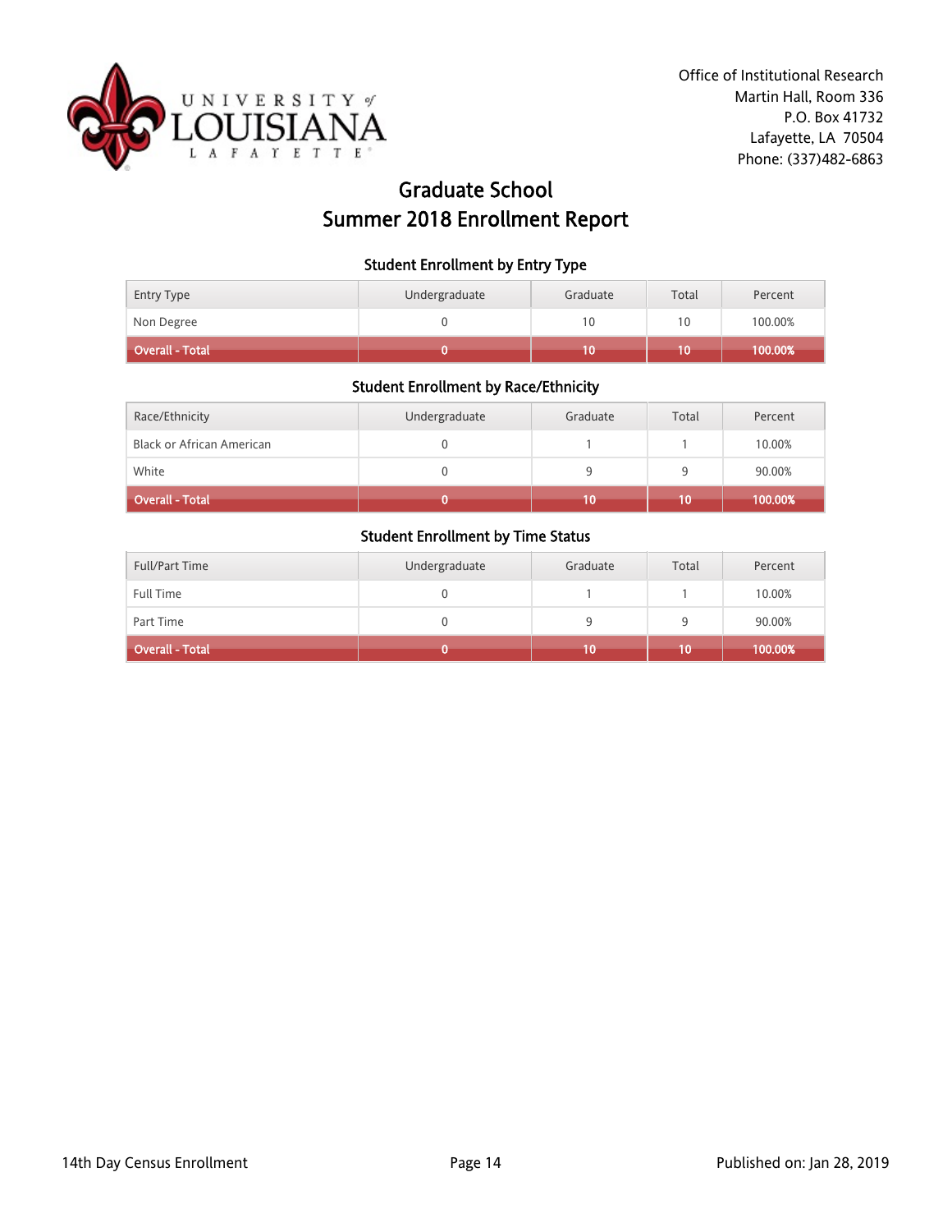Office of Institutional Research
Martin Hall, Room 336
P.O. Box 41732
Lafayette, LA 70504
Phone: (337)482-6863

# Graduate School
# Summer 2018 Enrollment Report

### Student Enrollment by Entry Type

| Entry Type | Undergraduate | Graduate | Total | Percent |
| --- | --- | --- | --- | --- |
| Non Degree | 0 | 10 | 10 | 100.00% |
| **Overall - Total** | **0** | **10** | **10** | **100.00%** |

### Student Enrollment by Race/Ethnicity

| Race/Ethnicity | Undergraduate | Graduate | Total | Percent |
| --- | --- | --- | --- | --- |
| Black or African American | 0 | 1 | 1 | 10.00% |
| White | 0 | 9 | 9 | 90.00% |
| **Overall - Total** | **0** | **10** | **10** | **100.00%** |

### Student Enrollment by Time Status

| Full/Part Time | Undergraduate | Graduate | Total | Percent |
| --- | --- | --- | --- | --- |
| Full Time | 0 | 1 | 1 | 10.00% |
| Part Time | 0 | 9 | 9 | 90.00% |
| **Overall - Total** | **0** | **10** | **10** | **100.00%** |

14th Day Census Enrollment

Published on: Jan 28, 2019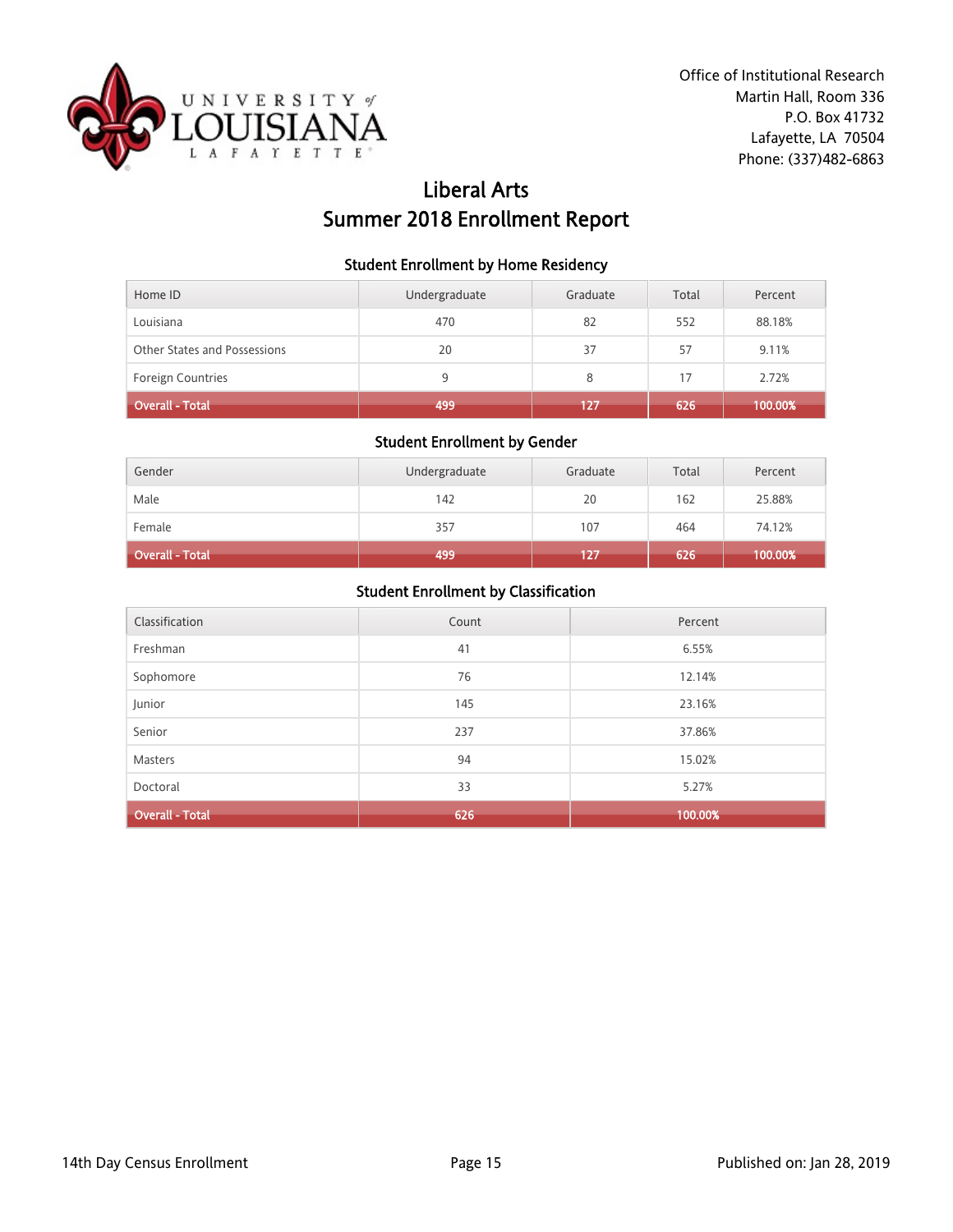Office of Institutional Research
Martin Hall, Room 336
P.O. Box 41732
Lafayette, LA 70504
Phone: (337)482-6863

# Liberal Arts
# Summer 2018 Enrollment Report

### Student Enrollment by Home Residency

| Home ID | Undergraduate | Graduate | Total | Percent |
|---|---|---|---|---|
| Louisiana | 470 | 82 | 552 | 88.18% |
| Other States and Possessions | 20 | 37 | 57 | 9.11% |
| Foreign Countries | 9 | 8 | 17 | 2.72% |
| **Overall - Total** | **499** | **127** | **626** | **100.00%** |

### Student Enrollment by Gender

| Gender | Undergraduate | Graduate | Total | Percent |
|---|---|---|---|---|
| Male | 142 | 20 | 162 | 25.88% |
| Female | 357 | 107 | 464 | 74.12% |
| **Overall - Total** | **499** | **127** | **626** | **100.00%** |

### Student Enrollment by Classification

| Classification | Count | Percent |
|---|---|---|
| Freshman | 41 | 6.55% |
| Sophomore | 76 | 12.14% |
| Junior | 145 | 23.16% |
| Senior | 237 | 37.86% |
| Masters | 94 | 15.02% |
| Doctoral | 33 | 5.27% |
| **Overall - Total** | **626** | **100.00%** |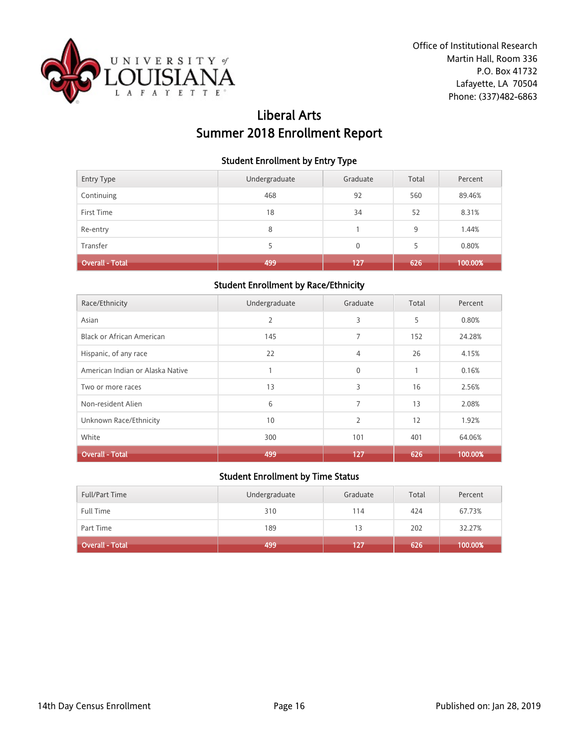UNIVERSITY of LOUISIANA LAFAYETTE

Office of Institutional Research
Martin Hall, Room 336
P.O. Box 41732
Lafayette, LA 70504
Phone: (337)482-6863

# Liberal Arts
# Summer 2018 Enrollment Report

### Student Enrollment by Entry Type

| Entry Type | Undergraduate | Graduate | Total | Percent |
|---|---|---|---|---|
| Continuing | 468 | 92 | 560 | 89.46% |
| First Time | 18 | 34 | 52 | 8.31% |
| Re-entry | 8 | 1 | 9 | 1.44% |
| Transfer | 5 | 0 | 5 | 0.80% |
| **Overall - Total** | **499** | **127** | **626** | **100.00%** |

### Student Enrollment by Race/Ethnicity

| Race/Ethnicity | Undergraduate | Graduate | Total | Percent |
|---|---|---|---|---|
| Asian | 2 | 3 | 5 | 0.80% |
| Black or African American | 145 | 7 | 152 | 24.28% |
| Hispanic, of any race | 22 | 4 | 26 | 4.15% |
| American Indian or Alaska Native | 1 | 0 | 1 | 0.16% |
| Two or more races | 13 | 3 | 16 | 2.56% |
| Non-resident Alien | 6 | 7 | 13 | 2.08% |
| Unknown Race/Ethnicity | 10 | 2 | 12 | 1.92% |
| White | 300 | 101 | 401 | 64.06% |
| **Overall - Total** | **499** | **127** | **626** | **100.00%** |

### Student Enrollment by Time Status

| Full/Part Time | Undergraduate | Graduate | Total | Percent |
|---|---|---|---|---|
| Full Time | 310 | 114 | 424 | 67.73% |
| Part Time | 189 | 13 | 202 | 32.27% |
| **Overall - Total** | **499** | **127** | **626** | **100.00%** |

14th Day Census Enrollment

Published on: Jan 28, 2019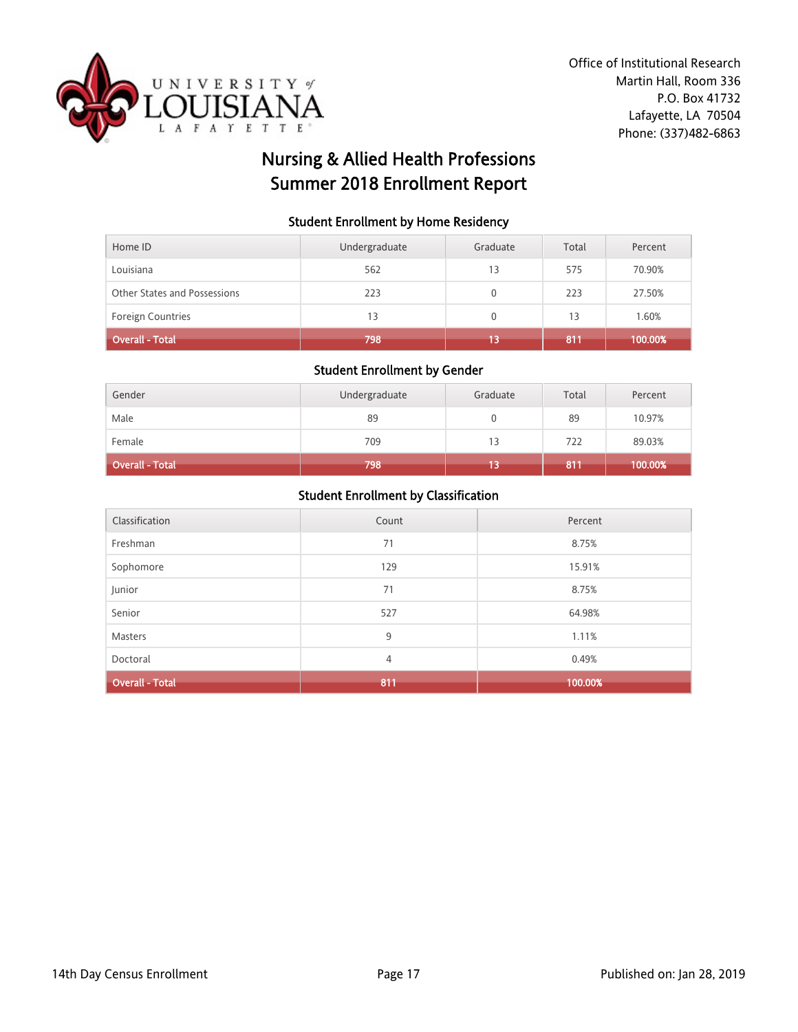Office of Institutional Research
Martin Hall, Room 336
P.O. Box 41732
Lafayette, LA 70504
Phone: (337)482-6863

# Nursing & Allied Health Professions
# Summer 2018 Enrollment Report

### Student Enrollment by Home Residency

| Home ID | Undergraduate | Graduate | Total | Percent |
|---|---|---|---|---|
| Louisiana | 562 | 13 | 575 | 70.90% |
| Other States and Possessions | 223 | 0 | 223 | 27.50% |
| Foreign Countries | 13 | 0 | 13 | 1.60% |
| **Overall - Total** | **798** | **13** | **811** | **100.00%** |

### Student Enrollment by Gender

| Gender | Undergraduate | Graduate | Total | Percent |
|---|---|---|---|---|
| Male | 89 | 0 | 89 | 10.97% |
| Female | 709 | 13 | 722 | 89.03% |
| **Overall - Total** | **798** | **13** | **811** | **100.00%** |

### Student Enrollment by Classification

| Classification | Count | Percent |
|---|---|---|
| Freshman | 71 | 8.75% |
| Sophomore | 129 | 15.91% |
| Junior | 71 | 8.75% |
| Senior | 527 | 64.98% |
| Masters | 9 | 1.11% |
| Doctoral | 4 | 0.49% |
| **Overall - Total** | **811** | **100.00%** |

14th Day Census Enrollment

Published on: Jan 28, 2019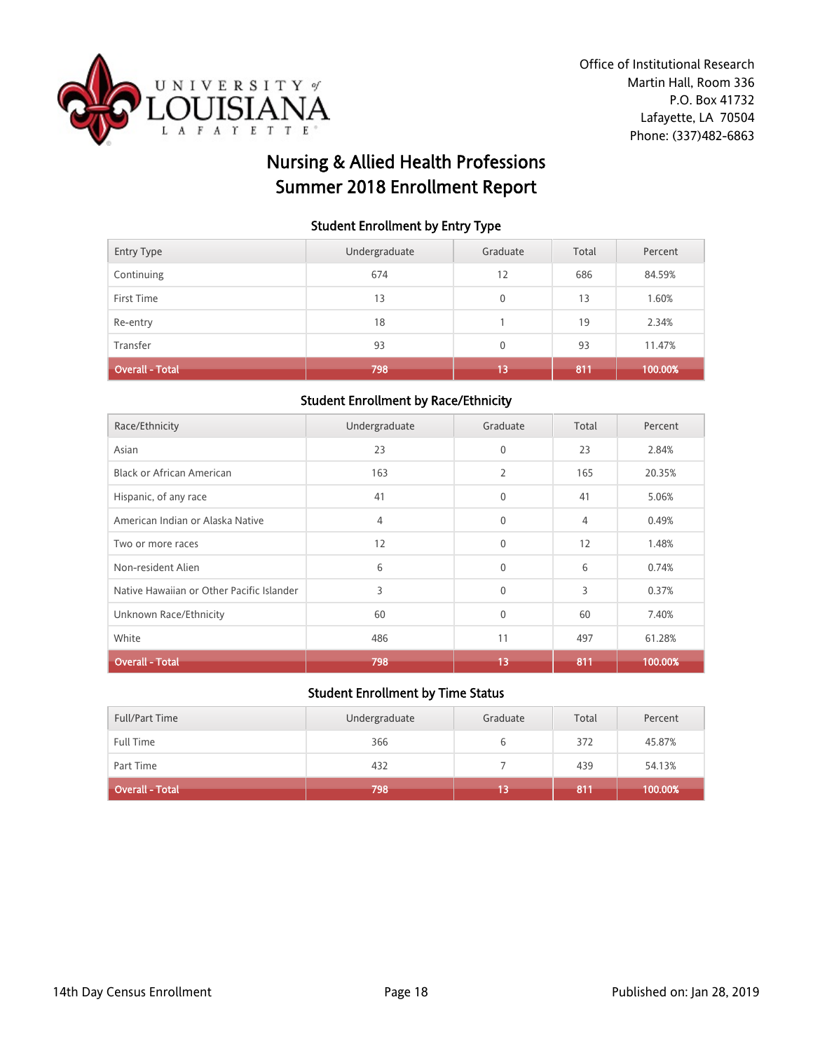Office of Institutional Research
Martin Hall, Room 336
P.O. Box 41732
Lafayette, LA 70504
Phone: (337)482-6863

# Nursing & Allied Health Professions
# Summer 2018 Enrollment Report

### Student Enrollment by Entry Type

| Entry Type | Undergraduate | Graduate | Total | Percent |
|---|---|---|---|---|
| Continuing | 674 | 12 | 686 | 84.59% |
| First Time | 13 | 0 | 13 | 1.60% |
| Re-entry | 18 | 1 | 19 | 2.34% |
| Transfer | 93 | 0 | 93 | 11.47% |
| **Overall - Total** | **798** | **13** | **811** | **100.00%** |

### Student Enrollment by Race/Ethnicity

| Race/Ethnicity | Undergraduate | Graduate | Total | Percent |
|---|---|---|---|---|
| Asian | 23 | 0 | 23 | 2.84% |
| Black or African American | 163 | 2 | 165 | 20.35% |
| Hispanic, of any race | 41 | 0 | 41 | 5.06% |
| American Indian or Alaska Native | 4 | 0 | 4 | 0.49% |
| Two or more races | 12 | 0 | 12 | 1.48% |
| Non-resident Alien | 6 | 0 | 6 | 0.74% |
| Native Hawaiian or Other Pacific Islander | 3 | 0 | 3 | 0.37% |
| Unknown Race/Ethnicity | 60 | 0 | 60 | 7.40% |
| White | 486 | 11 | 497 | 61.28% |
| **Overall - Total** | **798** | **13** | **811** | **100.00%** |

### Student Enrollment by Time Status

| Full/Part Time | Undergraduate | Graduate | Total | Percent |
|---|---|---|---|---|
| Full Time | 366 | 6 | 372 | 45.87% |
| Part Time | 432 | 7 | 439 | 54.13% |
| **Overall - Total** | **798** | **13** | **811** | **100.00%** |

14th Day Census Enrollment

Published on: Jan 28, 2019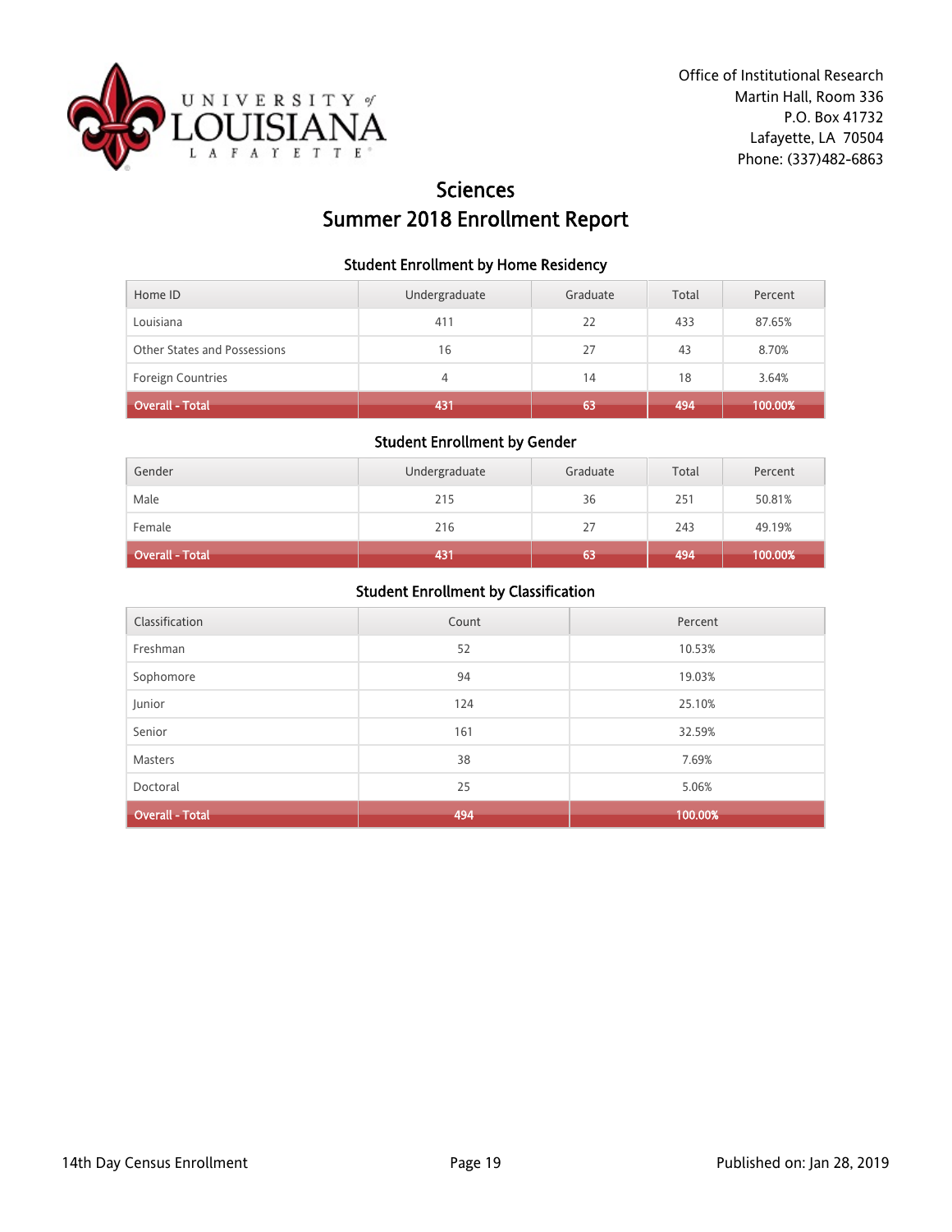Office of Institutional Research
Martin Hall, Room 336
P.O. Box 41732
Lafayette, LA 70504
Phone: (337)482-6863

# Sciences
# Summer 2018 Enrollment Report

### Student Enrollment by Home Residency

| Home ID | Undergraduate | Graduate | Total | Percent |
|---|---|---|---|---|
| Louisiana | 411 | 22 | 433 | 87.65% |
| Other States and Possessions | 16 | 27 | 43 | 8.70% |
| Foreign Countries | 4 | 14 | 18 | 3.64% |
| **Overall - Total** | **431** | **63** | **494** | **100.00%** |

### Student Enrollment by Gender

| Gender | Undergraduate | Graduate | Total | Percent |
|---|---|---|---|---|
| Male | 215 | 36 | 251 | 50.81% |
| Female | 216 | 27 | 243 | 49.19% |
| **Overall - Total** | **431** | **63** | **494** | **100.00%** |

### Student Enrollment by Classification

| Classification | Count | Percent |
|---|---|---|
| Freshman | 52 | 10.53% |
| Sophomore | 94 | 19.03% |
| Junior | 124 | 25.10% |
| Senior | 161 | 32.59% |
| Masters | 38 | 7.69% |
| Doctoral | 25 | 5.06% |
| **Overall - Total** | **494** | **100.00%** |

14th Day Census Enrollment

Published on: Jan 28, 2019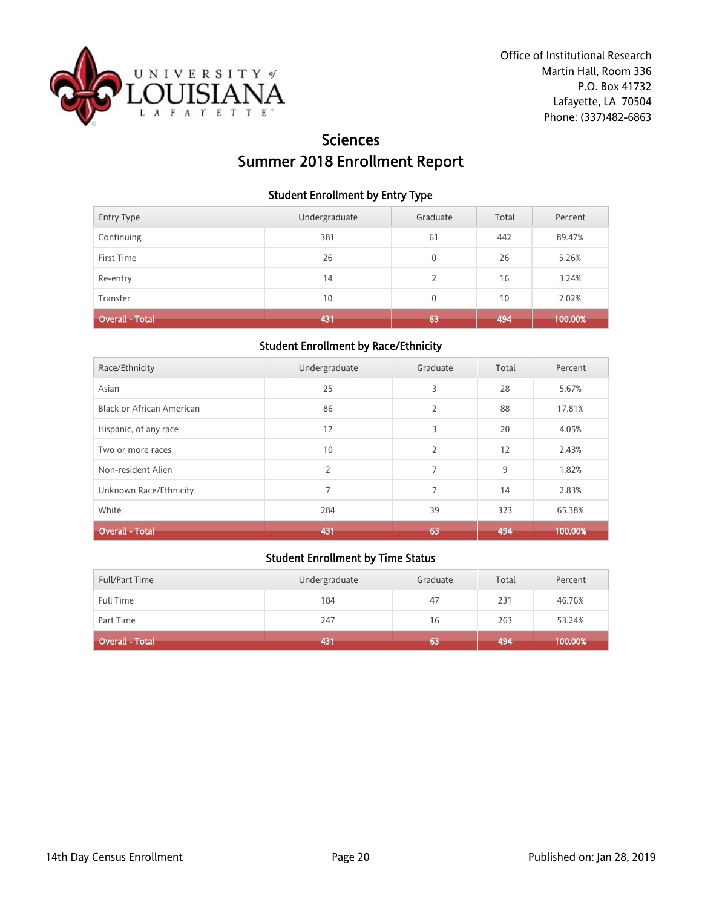Office of Institutional Research
Martin Hall, Room 336
P.O. Box 41732
Lafayette, LA 70504
Phone: (337)482-6863

# Sciences
# Summer 2018 Enrollment Report

### Student Enrollment by Entry Type

| Entry Type | Undergraduate | Graduate | Total | Percent |
|---|---|---|---|---|
| Continuing | 381 | 61 | 442 | 89.47% |
| First Time | 26 | 0 | 26 | 5.26% |
| Re-entry | 14 | 2 | 16 | 3.24% |
| Transfer | 10 | 0 | 10 | 2.02% |
| **Overall - Total** | **431** | **63** | **494** | **100.00%** |

### Student Enrollment by Race/Ethnicity

| Race/Ethnicity | Undergraduate | Graduate | Total | Percent |
|---|---|---|---|---|
| Asian | 25 | 3 | 28 | 5.67% |
| Black or African American | 86 | 2 | 88 | 17.81% |
| Hispanic, of any race | 17 | 3 | 20 | 4.05% |
| Two or more races | 10 | 2 | 12 | 2.43% |
| Non-resident Alien | 2 | 7 | 9 | 1.82% |
| Unknown Race/Ethnicity | 7 | 7 | 14 | 2.83% |
| White | 284 | 39 | 323 | 65.38% |
| **Overall - Total** | **431** | **63** | **494** | **100.00%** |

### Student Enrollment by Time Status

| Full/Part Time | Undergraduate | Graduate | Total | Percent |
|---|---|---|---|---|
| Full Time | 184 | 47 | 231 | 46.76% |
| Part Time | 247 | 16 | 263 | 53.24% |
| **Overall - Total** | **431** | **63** | **494** | **100.00%** |

14th Day Census Enrollment

Published on: Jan 28, 2019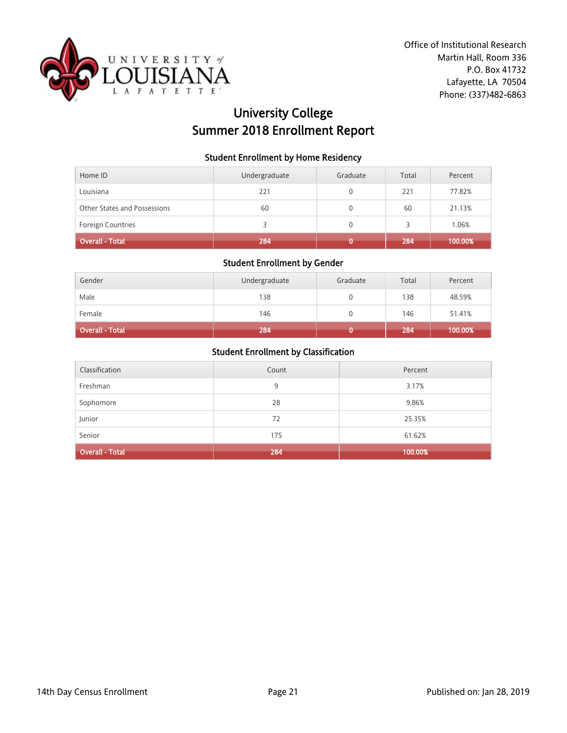Office of Institutional Research
Martin Hall, Room 336
P.O. Box 41732
Lafayette, LA 70504
Phone: (337)482-6863

# University College
# Summer 2018 Enrollment Report

### Student Enrollment by Home Residency

| Home ID | Undergraduate | Graduate | Total | Percent |
|---|---|---|---|---|
| Louisiana | 221 | 0 | 221 | 77.82% |
| Other States and Possessions | 60 | 0 | 60 | 21.13% |
| Foreign Countries | 3 | 0 | 3 | 1.06% |
| **Overall - Total** | **284** | **0** | **284** | **100.00%** |

### Student Enrollment by Gender

| Gender | Undergraduate | Graduate | Total | Percent |
|---|---|---|---|---|
| Male | 138 | 0 | 138 | 48.59% |
| Female | 146 | 0 | 146 | 51.41% |
| **Overall - Total** | **284** | **0** | **284** | **100.00%** |

### Student Enrollment by Classification

| Classification | Count | Percent |
|---|---|---|
| Freshman | 9 | 3.17% |
| Sophomore | 28 | 9.86% |
| Junior | 72 | 25.35% |
| Senior | 175 | 61.62% |
| **Overall - Total** | **284** | **100.00%** |

14th Day Census Enrollment | Published on: Jan 28, 2019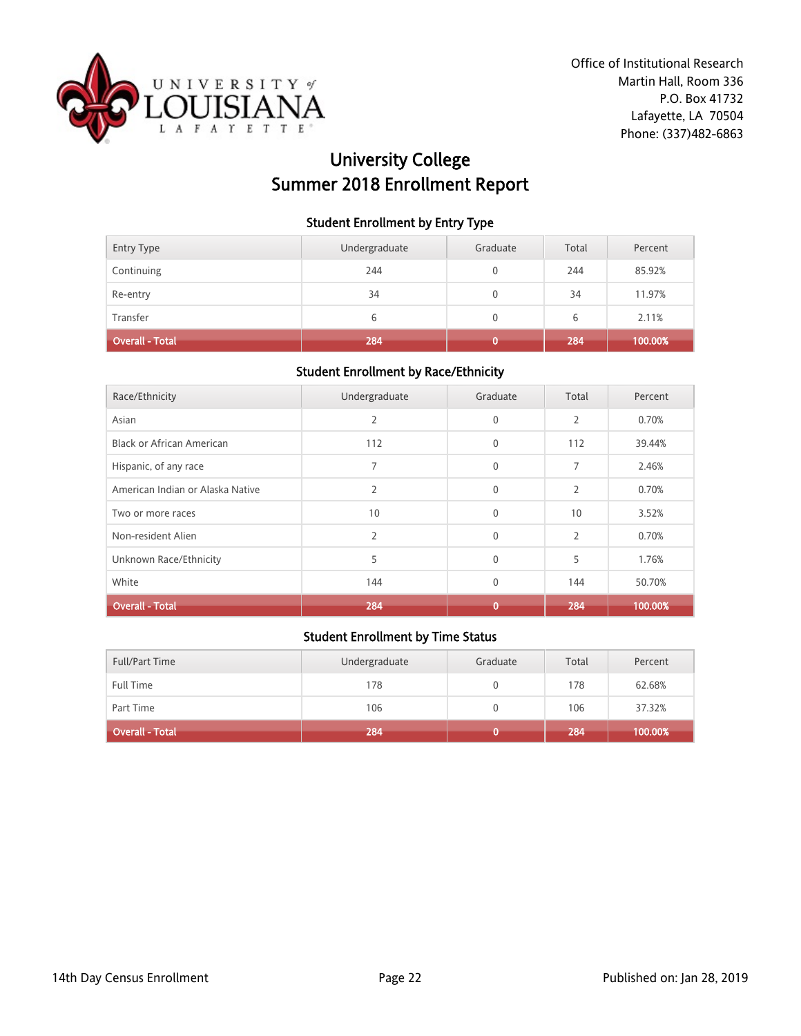Office of Institutional Research
Martin Hall, Room 336
P.O. Box 41732
Lafayette, LA 70504
Phone: (337)482-6863

# University College
# Summer 2018 Enrollment Report

### Student Enrollment by Entry Type

| Entry Type | Undergraduate | Graduate | Total | Percent |
|---|---|---|---|---|
| Continuing | 244 | 0 | 244 | 85.92% |
| Re-entry | 34 | 0 | 34 | 11.97% |
| Transfer | 6 | 0 | 6 | 2.11% |
| **Overall - Total** | **284** | **0** | **284** | **100.00%** |

### Student Enrollment by Race/Ethnicity

| Race/Ethnicity | Undergraduate | Graduate | Total | Percent |
|---|---|---|---|---|
| Asian | 2 | 0 | 2 | 0.70% |
| Black or African American | 112 | 0 | 112 | 39.44% |
| Hispanic, of any race | 7 | 0 | 7 | 2.46% |
| American Indian or Alaska Native | 2 | 0 | 2 | 0.70% |
| Two or more races | 10 | 0 | 10 | 3.52% |
| Non-resident Alien | 2 | 0 | 2 | 0.70% |
| Unknown Race/Ethnicity | 5 | 0 | 5 | 1.76% |
| White | 144 | 0 | 144 | 50.70% |
| **Overall - Total** | **284** | **0** | **284** | **100.00%** |

### Student Enrollment by Time Status

| Full/Part Time | Undergraduate | Graduate | Total | Percent |
|---|---|---|---|---|
| Full Time | 178 | 0 | 178 | 62.68% |
| Part Time | 106 | 0 | 106 | 37.32% |
| **Overall - Total** | **284** | **0** | **284** | **100.00%** |

14th Day Census Enrollment

Published on: Jan 28, 2019